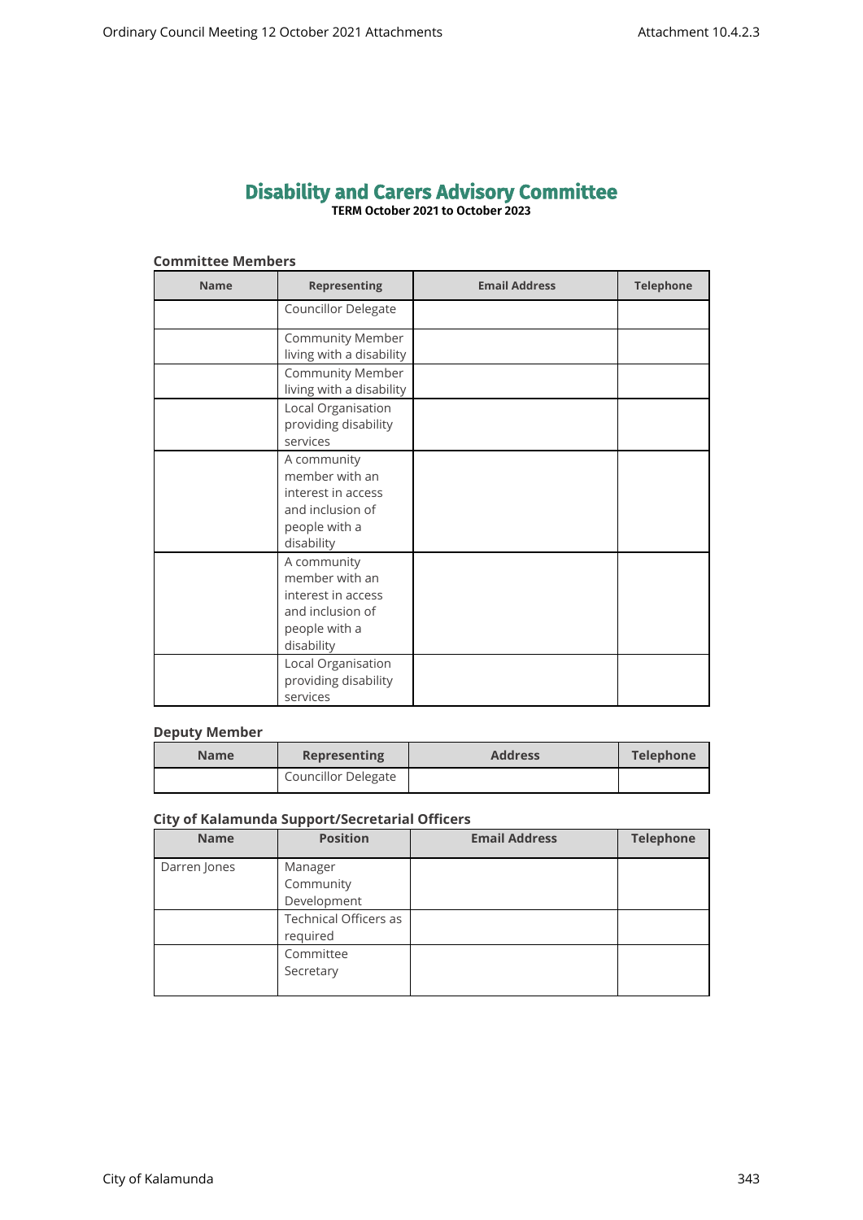# Disability and Carers Advisory Committee

**TERM October 2021 to October 2023**

### Committee Members

| Name | Representing | Email Address | Telephone |
|---|---|---|---|
| | Councillor Delegate | | |
| | Community Member living with a disability | | |
| | Community Member living with a disability | | |
| | Local Organisation providing disability services | | |
| | A community member with an interest in access and inclusion of people with a disability | | |
| | A community member with an interest in access and inclusion of people with a disability | | |
| | Local Organisation providing disability services | | |

### Deputy Member

| Name | Representing | Address | Telephone |
|---|---|---|---|
| | Councillor Delegate | | |

### City of Kalamunda Support/Secretarial Officers

| Name | Position | Email Address | Telephone |
|---|---|---|---|
| Darren Jones | Manager Community Development | | |
| | Technical Officers as required | | |
| | Committee Secretary | | |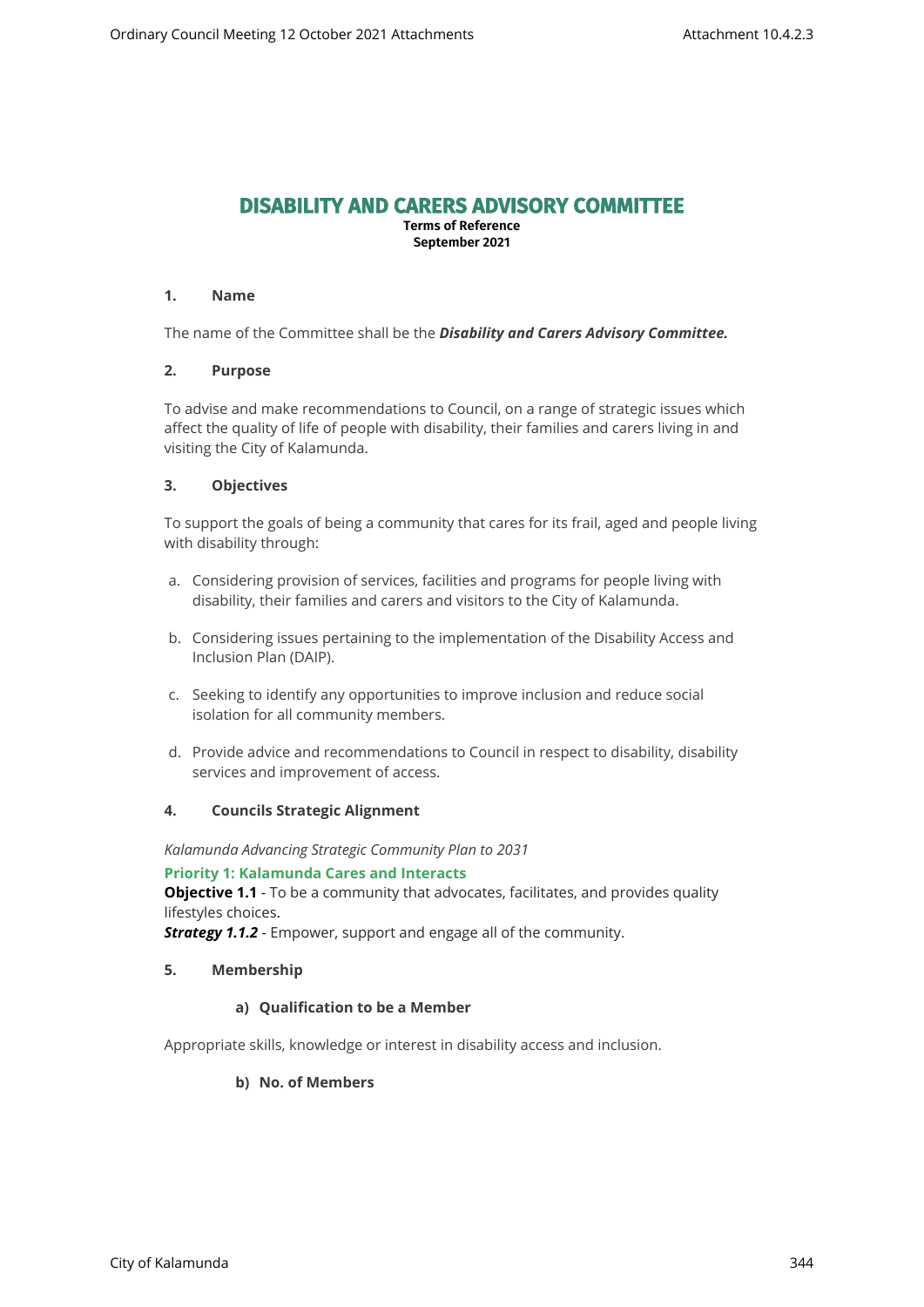# DISABILITY AND CARERS ADVISORY COMMITTEE

**Terms of Reference**
**September 2021**

## 1. Name

The name of the Committee shall be the ***Disability and Carers Advisory Committee.***

## 2. Purpose

To advise and make recommendations to Council, on a range of strategic issues which affect the quality of life of people with disability, their families and carers living in and visiting the City of Kalamunda.

## 3. Objectives

To support the goals of being a community that cares for its frail, aged and people living with disability through:

a. Considering provision of services, facilities and programs for people living with disability, their families and carers and visitors to the City of Kalamunda.

b. Considering issues pertaining to the implementation of the Disability Access and Inclusion Plan (DAIP).

c. Seeking to identify any opportunities to improve inclusion and reduce social isolation for all community members.

d. Provide advice and recommendations to Council in respect to disability, disability services and improvement of access.

## 4. Councils Strategic Alignment

*Kalamunda Advancing Strategic Community Plan to 2031*

**Priority 1: Kalamunda Cares and Interacts**
**Objective 1.1** - To be a community that advocates, facilitates, and provides quality lifestyles choices.
***Strategy 1.1.2*** - Empower, support and engage all of the community.

## 5. Membership

### a) Qualification to be a Member

Appropriate skills, knowledge or interest in disability access and inclusion.

### b) No. of Members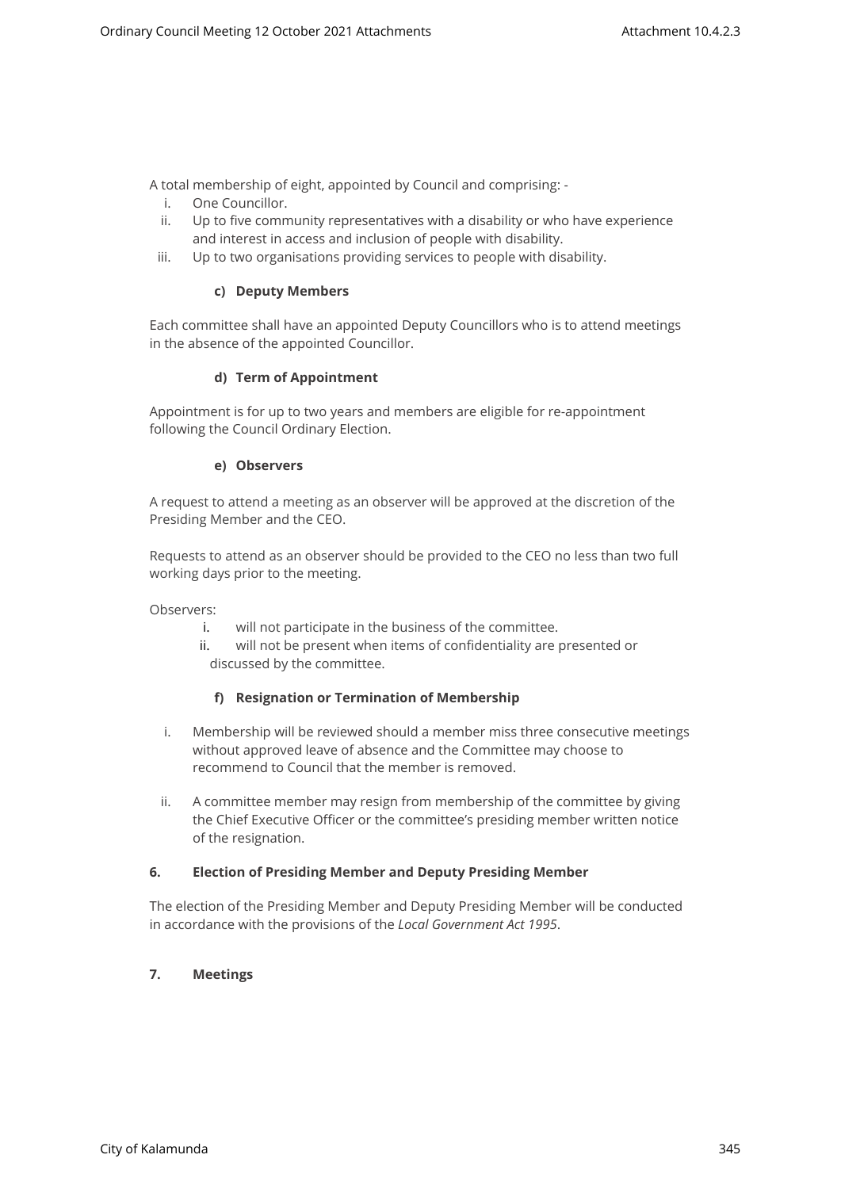A total membership of eight, appointed by Council and comprising: -

i. One Councillor.
ii. Up to five community representatives with a disability or who have experience and interest in access and inclusion of people with disability.
iii. Up to two organisations providing services to people with disability.

#### c) Deputy Members

Each committee shall have an appointed Deputy Councillors who is to attend meetings in the absence of the appointed Councillor.

#### d) Term of Appointment

Appointment is for up to two years and members are eligible for re-appointment following the Council Ordinary Election.

#### e) Observers

A request to attend a meeting as an observer will be approved at the discretion of the Presiding Member and the CEO.

Requests to attend as an observer should be provided to the CEO no less than two full working days prior to the meeting.

Observers:

i. will not participate in the business of the committee.
ii. will not be present when items of confidentiality are presented or discussed by the committee.

#### f) Resignation or Termination of Membership

i. Membership will be reviewed should a member miss three consecutive meetings without approved leave of absence and the Committee may choose to recommend to Council that the member is removed.

ii. A committee member may resign from membership of the committee by giving the Chief Executive Officer or the committee's presiding member written notice of the resignation.

### 6. Election of Presiding Member and Deputy Presiding Member

The election of the Presiding Member and Deputy Presiding Member will be conducted in accordance with the provisions of the *Local Government Act 1995*.

### 7. Meetings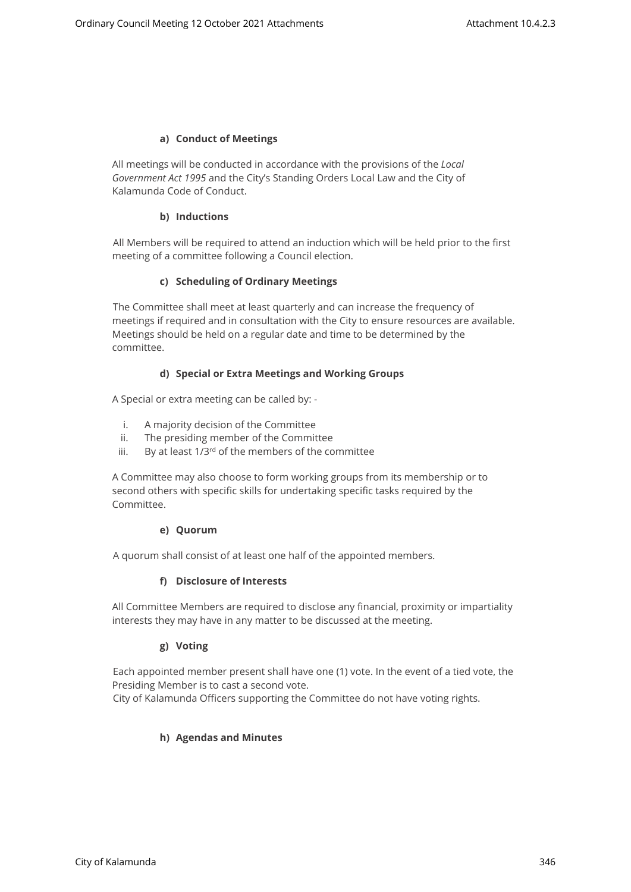**a) Conduct of Meetings**

All meetings will be conducted in accordance with the provisions of the *Local Government Act 1995* and the City's Standing Orders Local Law and the City of Kalamunda Code of Conduct.

**b) Inductions**

All Members will be required to attend an induction which will be held prior to the first meeting of a committee following a Council election.

**c) Scheduling of Ordinary Meetings**

The Committee shall meet at least quarterly and can increase the frequency of meetings if required and in consultation with the City to ensure resources are available. Meetings should be held on a regular date and time to be determined by the committee.

**d) Special or Extra Meetings and Working Groups**

A Special or extra meeting can be called by: -

i. A majority decision of the Committee
ii. The presiding member of the Committee
iii. By at least 1/3rd of the members of the committee

A Committee may also choose to form working groups from its membership or to second others with specific skills for undertaking specific tasks required by the Committee.

**e) Quorum**

A quorum shall consist of at least one half of the appointed members.

**f) Disclosure of Interests**

All Committee Members are required to disclose any financial, proximity or impartiality interests they may have in any matter to be discussed at the meeting.

**g) Voting**

Each appointed member present shall have one (1) vote. In the event of a tied vote, the Presiding Member is to cast a second vote.
City of Kalamunda Officers supporting the Committee do not have voting rights.

**h) Agendas and Minutes**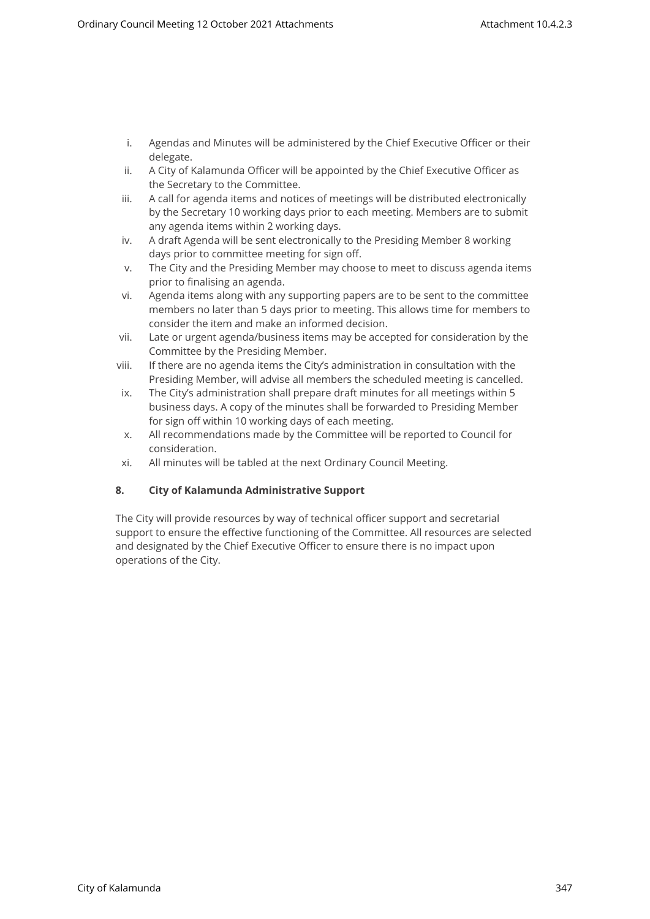i. Agendas and Minutes will be administered by the Chief Executive Officer or their delegate.
ii. A City of Kalamunda Officer will be appointed by the Chief Executive Officer as the Secretary to the Committee.
iii. A call for agenda items and notices of meetings will be distributed electronically by the Secretary 10 working days prior to each meeting. Members are to submit any agenda items within 2 working days.
iv. A draft Agenda will be sent electronically to the Presiding Member 8 working days prior to committee meeting for sign off.
v. The City and the Presiding Member may choose to meet to discuss agenda items prior to finalising an agenda.
vi. Agenda items along with any supporting papers are to be sent to the committee members no later than 5 days prior to meeting. This allows time for members to consider the item and make an informed decision.
vii. Late or urgent agenda/business items may be accepted for consideration by the Committee by the Presiding Member.
viii. If there are no agenda items the City's administration in consultation with the Presiding Member, will advise all members the scheduled meeting is cancelled.
ix. The City's administration shall prepare draft minutes for all meetings within 5 business days. A copy of the minutes shall be forwarded to Presiding Member for sign off within 10 working days of each meeting.
x. All recommendations made by the Committee will be reported to Council for consideration.
xi. All minutes will be tabled at the next Ordinary Council Meeting.

### 8. City of Kalamunda Administrative Support

The City will provide resources by way of technical officer support and secretarial support to ensure the effective functioning of the Committee. All resources are selected and designated by the Chief Executive Officer to ensure there is no impact upon operations of the City.